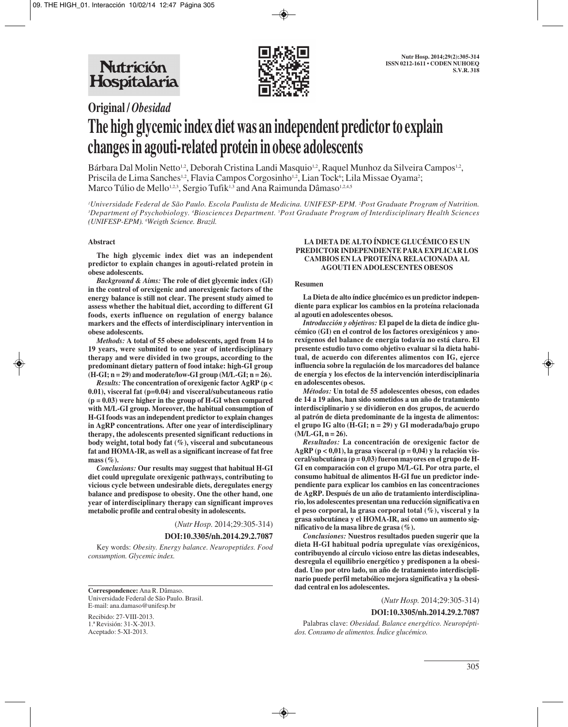# Original / *Obesidad*

# The high glycemic index diet was an independent predictor to explain changes in agouti-related protein in obese adolescents

Bárbara Dal Molin Netto[1,2], Deborah Cristina Landi Masquio[1,2], Raquel Munhoz da Silveira Campos[1,2], Priscila de Lima Sanches[1,2], Flavia Campos Corgosinho[1,2], Lian Tock[6]; Lila Missae Oyama[2]; Marco Túlio de Mello[1,2,3], Sergio Tufik[1,3] and Ana Raimunda Dâmaso[1,2,4,5]

*[1]Universidade Federal de São Paulo. Escola Paulista de Medicina. UNIFESP-EPM. [2]Post Graduate Program of Nutrition. [3]Department of Psychobiology. [4]Biosciences Department. [5]Post Graduate Program of Interdisciplinary Health Sciences (UNIFESP-EPM). [6]Weigth Science. Brazil.*

## Abstract

**The high glycemic index diet was an independent predictor to explain changes in agouti-related protein in obese adolescents.**

***Background & Aims:*** **The role of diet glycemic index (GI) in the control of orexigenic and anorexigenic factors of the energy balance is still not clear. The present study aimed to assess whether the habitual diet, according to different GI foods, exerts influence on regulation of energy balance markers and the effects of interdisciplinary intervention in obese adolescents.**

***Methods:*** **A total of 55 obese adolescents, aged from 14 to 19 years, were submited to one year of interdisciplinary therapy and were divided in two groups, according to the predominant dietary pattern of food intake: high-GI group (H-GI; n = 29) and moderate/low-GI group (M/L-GI; n = 26).**

***Results:*** **The concentration of orexigenic factor AgRP ($p < 0.01$), visceral fat ($p=0.04$) and visceral/subcutaneous ratio ($p = 0.03$) were higher in the group of H-GI when compared with M/L-GI group. Moreover, the habitual consumption of H-GI foods was an independent predictor to explain changes in AgRP concentrations. After one year of interdisciplinary therapy, the adolescents presented significant reductions in body weight, total body fat (%), visceral and subcutaneous fat and HOMA-IR, as well as a significant increase of fat free mass (%).**

***Conclusions:*** **Our results may suggest that habitual H-GI diet could upregulate orexigenic pathways, contributing to vicious cycle between undesirable diets, deregulates energy balance and predispose to obesity. One the other hand, one year of interdisciplinary therapy can significant improves metabolic profile and central obesity in adolescents.**

(*Nutr Hosp.* 2014;29:305-314)

**DOI:10.3305/nh.2014.29.2.7087**

Key words: *Obesity. Energy balance. Neuropeptides. Food consumption. Glycemic index.*

**Correspondence:** Ana R. Dâmaso.
Universidade Federal de São Paulo. Brasil.
E-mail: ana.damaso@unifesp.br

Recibido: 27-VIII-2013.
1.ª Revisión: 31-X-2013.
Aceptado: 5-XI-2013.

## LA DIETA DE ALTO ÍNDICE GLUCÉMICO ES UN PREDICTOR INDEPENDIENTE PARA EXPLICAR LOS CAMBIOS EN LA PROTEÍNA RELACIONADA AL AGOUTI EN ADOLESCENTES OBESOS

### Resumen

**La Dieta de alto índice glucémico es un predictor independiente para explicar los cambios en la proteína relacionada al agouti en adolescentes obesos.**

***Introducción y objetivos:*** **El papel de la dieta de índice glucémico (GI) en el control de los factores orexigénicos y anorexígenos del balance de energía todavía no está claro. El presente estudio tuvo como objetivo evaluar si la dieta habitual, de acuerdo con diferentes alimentos con IG, ejerce influencia sobre la regulación de los marcadores del balance de energía y los efectos de la intervención interdisciplinaria en adolescentes obesos.**

***Métodos:*** **Un total de 55 adolescentes obesos, con edades de 14 a 19 años, han sido sometidos a un año de tratamiento interdisciplinario y se dividieron en dos grupos, de acuerdo al patrón de dieta predominante de la ingesta de alimentos: el grupo IG alto (H-GI; n = 29) y GI moderada/bajo grupo (M/L-GI, n = 26).**

***Resultados:*** **La concentración de orexigenic factor de AgRP ($p < 0,01$), la grasa visceral ($p = 0,04$) y la relación visceral/subcutánea ($p = 0,03$) fueron mayores en el grupo de H-GI en comparación con el grupo M/L-GI. Por otra parte, el consumo habitual de alimentos H-GI fue un predictor independiente para explicar los cambios en las concentraciones de AgRP. Después de un año de tratamiento interdisciplinario, los adolescentes presentan una reducción significativa en el peso corporal, la grasa corporal total (%), visceral y la grasa subcutánea y el HOMA-IR, así como un aumento significativo de la masa libre de grasa (%).**

***Conclusiones:*** **Nuestros resultados pueden sugerir que la dieta H-GI habitual podría upregulate vías orexigénicos, contribuyendo al círculo vicioso entre las dietas indeseables, desregula el equilibrio energético y predisponen a la obesidad. Uno por otro lado, un año de tratamiento interdisciplinario puede perfil metabólico mejora significativa y la obesidad central en los adolescentes.**

(*Nutr Hosp.* 2014;29:305-314)

**DOI:10.3305/nh.2014.29.2.7087**

Palabras clave: *Obesidad. Balance energético. Neuropéptidos. Consumo de alimentos. Índice glucémico.*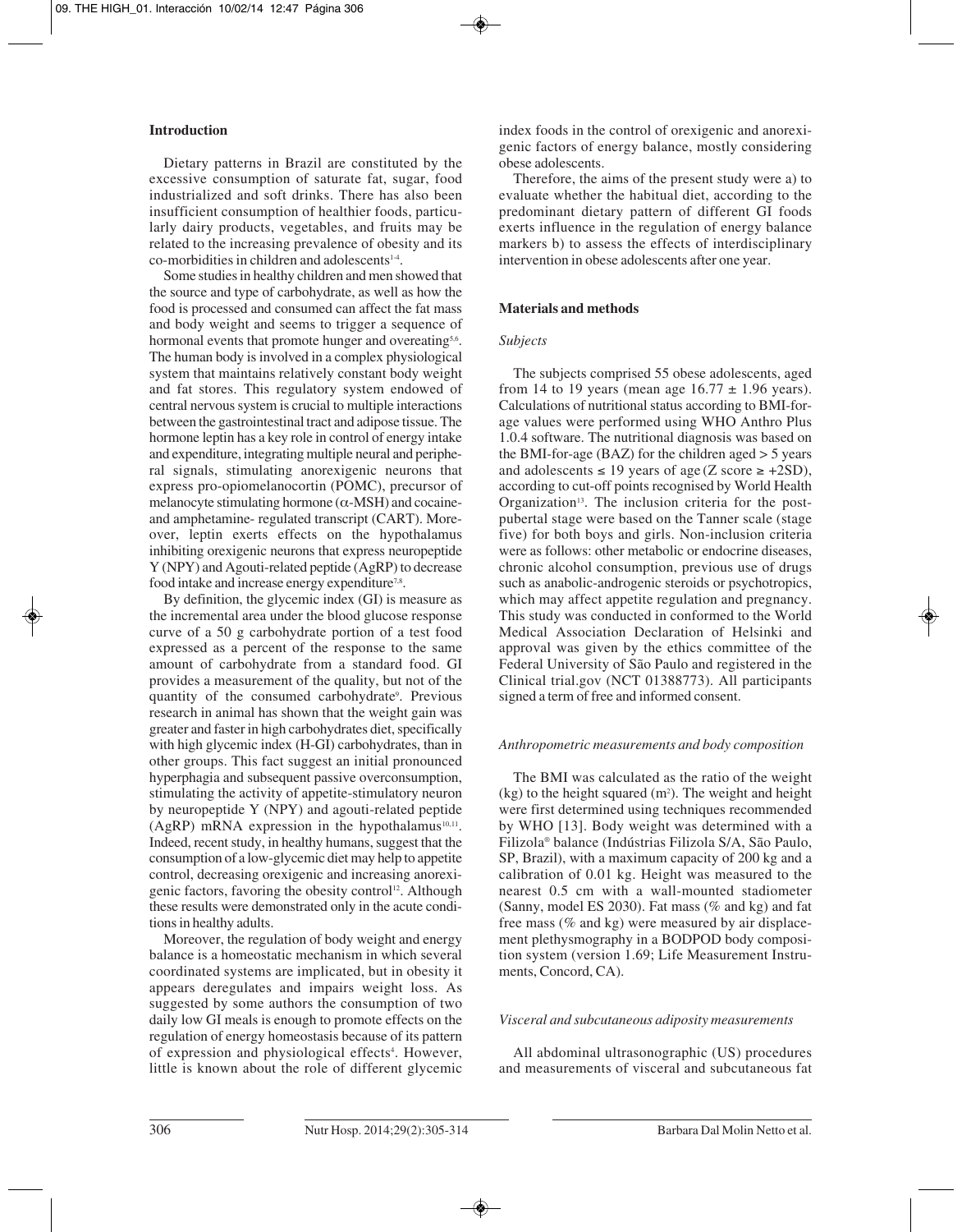## Introduction

Dietary patterns in Brazil are constituted by the excessive consumption of saturate fat, sugar, food industrialized and soft drinks. There has also been insufficient consumption of healthier foods, particularly dairy products, vegetables, and fruits may be related to the increasing prevalence of obesity and its co-morbidities in children and adolescents[1-4].

Some studies in healthy children and men showed that the source and type of carbohydrate, as well as how the food is processed and consumed can affect the fat mass and body weight and seems to trigger a sequence of hormonal events that promote hunger and overeating[5,6]. The human body is involved in a complex physiological system that maintains relatively constant body weight and fat stores. This regulatory system endowed of central nervous system is crucial to multiple interactions between the gastrointestinal tract and adipose tissue. The hormone leptin has a key role in control of energy intake and expenditure, integrating multiple neural and peripheral signals, stimulating anorexigenic neurons that express pro-opiomelanocortin (POMC), precursor of melanocyte stimulating hormone ($\alpha$-MSH) and cocaine- and amphetamine- regulated transcript (CART). Moreover, leptin exerts effects on the hypothalamus inhibiting orexigenic neurons that express neuropeptide Y (NPY) and Agouti-related peptide (AgRP) to decrease food intake and increase energy expenditure[7,8].

By definition, the glycemic index (GI) is measure as the incremental area under the blood glucose response curve of a 50 g carbohydrate portion of a test food expressed as a percent of the response to the same amount of carbohydrate from a standard food. GI provides a measurement of the quality, but not of the quantity of the consumed carbohydrate[9]. Previous research in animal has shown that the weight gain was greater and faster in high carbohydrates diet, specifically with high glycemic index (H-GI) carbohydrates, than in other groups. This fact suggest an initial pronounced hyperphagia and subsequent passive overconsumption, stimulating the activity of appetite-stimulatory neuron by neuropeptide Y (NPY) and agouti-related peptide (AgRP) mRNA expression in the hypothalamus[10,11]. Indeed, recent study, in healthy humans, suggest that the consumption of a low-glycemic diet may help to appetite control, decreasing orexigenic and increasing anorexigenic factors, favoring the obesity control[12]. Although these results were demonstrated only in the acute conditions in healthy adults.

Moreover, the regulation of body weight and energy balance is a homeostatic mechanism in which several coordinated systems are implicated, but in obesity it appears deregulates and impairs weight loss. As suggested by some authors the consumption of two daily low GI meals is enough to promote effects on the regulation of energy homeostasis because of its pattern of expression and physiological effects[4]. However, little is known about the role of different glycemic index foods in the control of orexigenic and anorexigenic factors of energy balance, mostly considering obese adolescents.

Therefore, the aims of the present study were a) to evaluate whether the habitual diet, according to the predominant dietary pattern of different GI foods exerts influence in the regulation of energy balance markers b) to assess the effects of interdisciplinary intervention in obese adolescents after one year.

## Materials and methods

### *Subjects*

The subjects comprised 55 obese adolescents, aged from 14 to 19 years (mean age $16.77 \pm 1.96$ years). Calculations of nutritional status according to BMI-for-age values were performed using WHO Anthro Plus 1.0.4 software. The nutritional diagnosis was based on the BMI-for-age (BAZ) for the children aged > 5 years and adolescents ≤ 19 years of age (Z score ≥ +2SD), according to cut-off points recognised by World Health Organization[13]. The inclusion criteria for the post-pubertal stage were based on the Tanner scale (stage five) for both boys and girls. Non-inclusion criteria were as follows: other metabolic or endocrine diseases, chronic alcohol consumption, previous use of drugs such as anabolic-androgenic steroids or psychotropics, which may affect appetite regulation and pregnancy. This study was conducted in conformed to the World Medical Association Declaration of Helsinki and approval was given by the ethics committee of the Federal University of São Paulo and registered in the Clinical trial.gov (NCT 01388773). All participants signed a term of free and informed consent.

### *Anthropometric measurements and body composition*

The BMI was calculated as the ratio of the weight (kg) to the height squared ($m^2$). The weight and height were first determined using techniques recommended by WHO [13]. Body weight was determined with a Filizola® balance (Indústrias Filizola S/A, São Paulo, SP, Brazil), with a maximum capacity of 200 kg and a calibration of 0.01 kg. Height was measured to the nearest 0.5 cm with a wall-mounted stadiometer (Sanny, model ES 2030). Fat mass (% and kg) and fat free mass (% and kg) were measured by air displacement plethysmography in a BODPOD body composition system (version 1.69; Life Measurement Instruments, Concord, CA).

### *Visceral and subcutaneous adiposity measurements*

All abdominal ultrasonographic (US) procedures and measurements of visceral and subcutaneous fat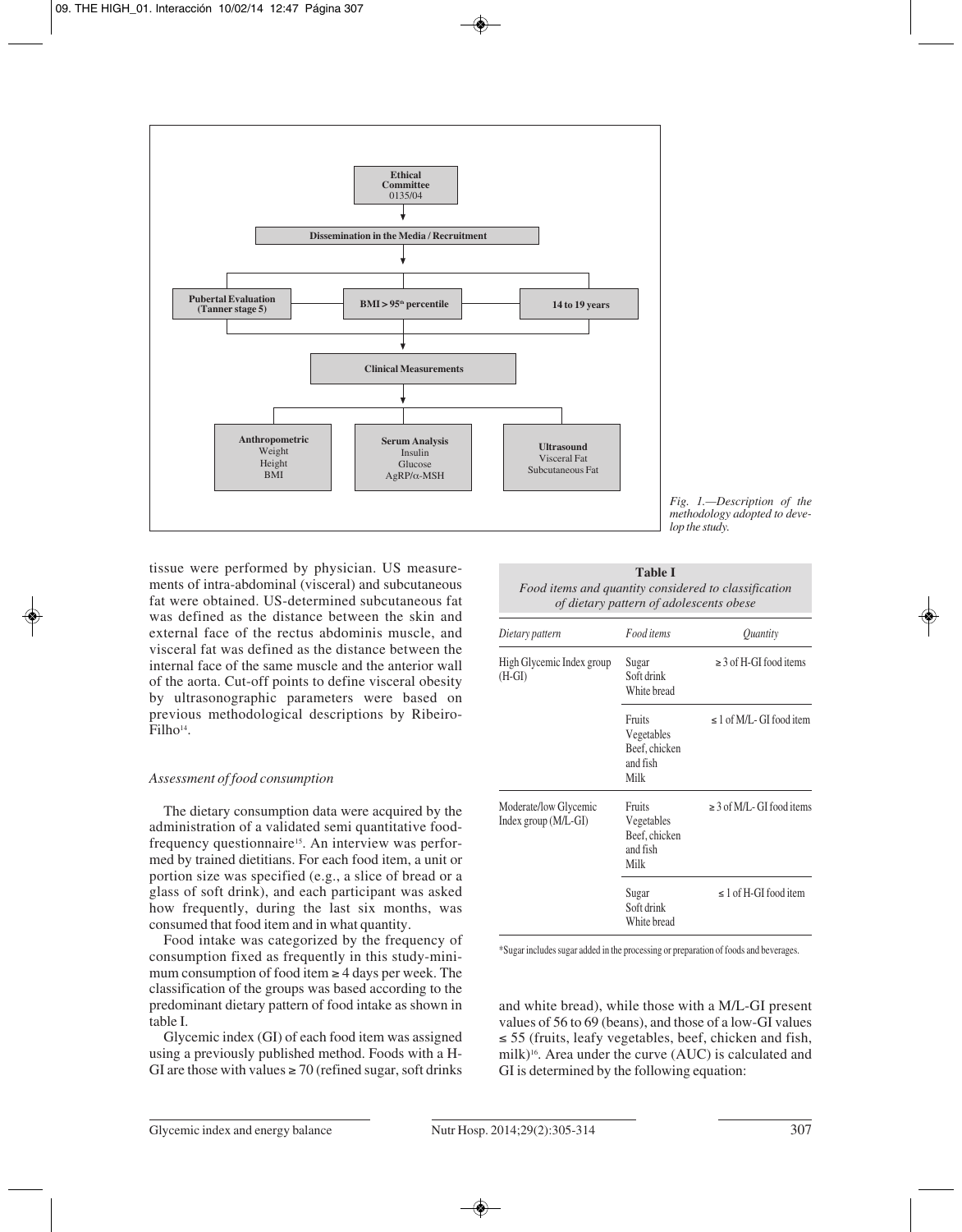*Fig. 1.—Description of the methodology adopted to develop the study.*

tissue were performed by physician. US measurements of intra-abdominal (visceral) and subcutaneous fat were obtained. US-determined subcutaneous fat was defined as the distance between the skin and external face of the rectus abdominis muscle, and visceral fat was defined as the distance between the internal face of the same muscle and the anterior wall of the aorta. Cut-off points to define visceral obesity by ultrasonographic parameters were based on previous methodological descriptions by Ribeiro-Filho[14].

### *Assessment of food consumption*

The dietary consumption data were acquired by the administration of a validated semi quantitative food-frequency questionnaire[15]. An interview was performed by trained dietitians. For each food item, a unit or portion size was specified (e.g., a slice of bread or a glass of soft drink), and each participant was asked how frequently, during the last six months, was consumed that food item and in what quantity.

Food intake was categorized by the frequency of consumption fixed as frequently in this study-minimum consumption of food item ≥ 4 days per week. The classification of the groups was based according to the predominant dietary pattern of food intake as shown in table I.

Glycemic index (GI) of each food item was assigned using a previously published method. Foods with a H-GI are those with values ≥ 70 (refined sugar, soft drinks and white bread), while those with a M/L-GI present values of 56 to 69 (beans), and those of a low-GI values ≤ 55 (fruits, leafy vegetables, beef, chicken and fish, milk)[16]. Area under the curve (AUC) is calculated and GI is determined by the following equation:

**Table I**
*Food items and quantity considered to classification of dietary pattern of adolescents obese*

| *Dietary pattern* | *Food items* | *Quantity* |
|---|---|---|
| High Glycemic Index group (H-GI) | Sugar<br>Soft drink<br>White bread | ≥ 3 of H-GI food items |
| | Fruits<br>Vegetables<br>Beef, chicken and fish<br>Milk | ≤ 1 of M/L- GI food item |
| Moderate/low Glycemic Index group (M/L-GI) | Fruits<br>Vegetables<br>Beef, chicken and fish<br>Milk | ≥ 3 of M/L- GI food items |
| | Sugar<br>Soft drink<br>White bread | ≤ 1 of H-GI food item |

*Sugar includes sugar added in the processing or preparation of foods and beverages.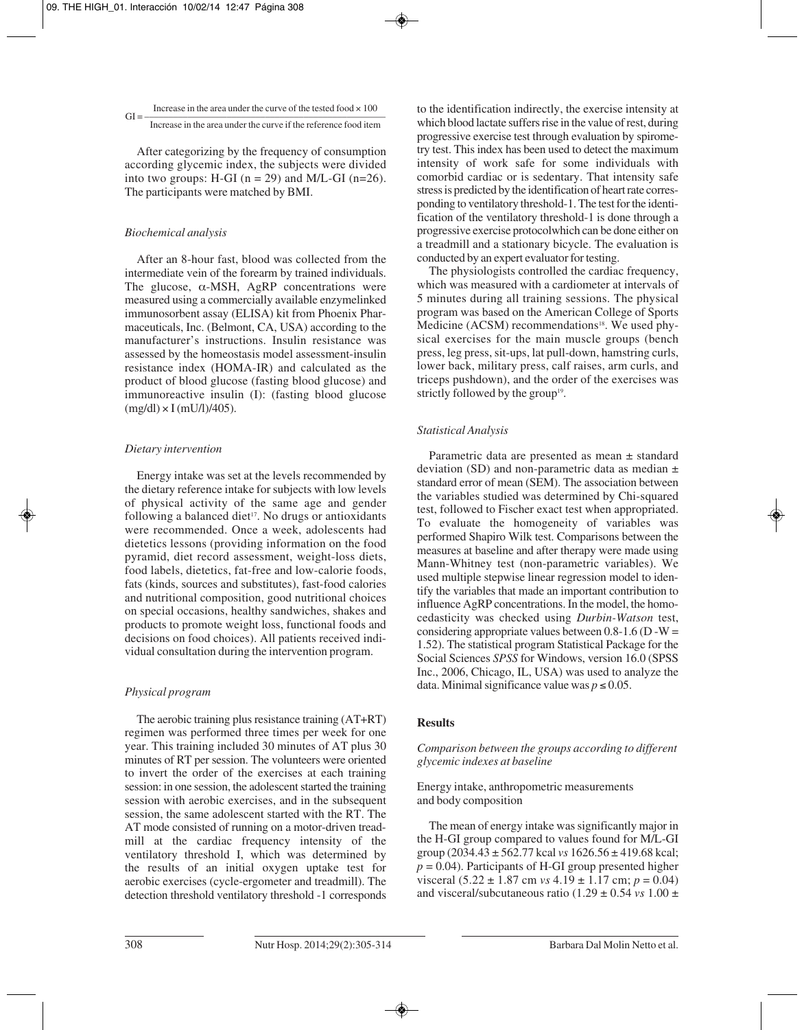$$GI = \frac{\text{Increase in the area under the curve of the tested food} \times 100}{\text{Increase in the area under the curve if the reference food item}}$$

After categorizing by the frequency of consumption according glycemic index, the subjects were divided into two groups: H-GI (n = 29) and M/L-GI (n=26). The participants were matched by BMI.

### *Biochemical analysis*

After an 8-hour fast, blood was collected from the intermediate vein of the forearm by trained individuals. The glucose, α-MSH, AgRP concentrations were measured using a commercially available enzymelinked immunosorbent assay (ELISA) kit from Phoenix Pharmaceuticals, Inc. (Belmont, CA, USA) according to the manufacturer's instructions. Insulin resistance was assessed by the homeostasis model assessment-insulin resistance index (HOMA-IR) and calculated as the product of blood glucose (fasting blood glucose) and immunoreactive insulin (I): (fasting blood glucose (mg/dl) × I (mU/l)/405).

### *Dietary intervention*

Energy intake was set at the levels recommended by the dietary reference intake for subjects with low levels of physical activity of the same age and gender following a balanced diet[17]. No drugs or antioxidants were recommended. Once a week, adolescents had dietetics lessons (providing information on the food pyramid, diet record assessment, weight-loss diets, food labels, dietetics, fat-free and low-calorie foods, fats (kinds, sources and substitutes), fast-food calories and nutritional composition, good nutritional choices on special occasions, healthy sandwiches, shakes and products to promote weight loss, functional foods and decisions on food choices). All patients received individual consultation during the intervention program.

### *Physical program*

The aerobic training plus resistance training (AT+RT) regimen was performed three times per week for one year. This training included 30 minutes of AT plus 30 minutes of RT per session. The volunteers were oriented to invert the order of the exercises at each training session: in one session, the adolescent started the training session with aerobic exercises, and in the subsequent session, the same adolescent started with the RT. The AT mode consisted of running on a motor-driven treadmill at the cardiac frequency intensity of the ventilatory threshold I, which was determined by the results of an initial oxygen uptake test for aerobic exercises (cycle-ergometer and treadmill). The detection threshold ventilatory threshold -1 corresponds to the identification indirectly, the exercise intensity at which blood lactate suffers rise in the value of rest, during progressive exercise test through evaluation by spirometry test. This index has been used to detect the maximum intensity of work safe for some individuals with comorbid cardiac or is sedentary. That intensity safe stress is predicted by the identification of heart rate corresponding to ventilatory threshold-1. The test for the identification of the ventilatory threshold-1 is done through a progressive exercise protocolwhich can be done either on a treadmill and a stationary bicycle. The evaluation is conducted by an expert evaluator for testing.

The physiologists controlled the cardiac frequency, which was measured with a cardiometer at intervals of 5 minutes during all training sessions. The physical program was based on the American College of Sports Medicine (ACSM) recommendations[18]. We used physical exercises for the main muscle groups (bench press, leg press, sit-ups, lat pull-down, hamstring curls, lower back, military press, calf raises, arm curls, and triceps pushdown), and the order of the exercises was strictly followed by the group[19].

### *Statistical Analysis*

Parametric data are presented as mean ± standard deviation (SD) and non-parametric data as median ± standard error of mean (SEM). The association between the variables studied was determined by Chi-squared test, followed to Fischer exact test when appropriated. To evaluate the homogeneity of variables was performed Shapiro Wilk test. Comparisons between the measures at baseline and after therapy were made using Mann-Whitney test (non-parametric variables). We used multiple stepwise linear regression model to identify the variables that made an important contribution to influence AgRP concentrations. In the model, the homocedasticity was checked using *Durbin-Watson* test, considering appropriate values between 0.8-1.6 (D -W = 1.52). The statistical program Statistical Package for the Social Sciences *SPSS* for Windows, version 16.0 (SPSS Inc., 2006, Chicago, IL, USA) was used to analyze the data. Minimal significance value was $p \leq 0.05$.

## **Results**

### *Comparison between the groups according to different glycemic indexes at baseline*

#### Energy intake, anthropometric measurements and body composition

The mean of energy intake was significantly major in the H-GI group compared to values found for M/L-GI group (2034.43 ± 562.77 kcal *vs* 1626.56 ± 419.68 kcal; $p = 0.04$). Participants of H-GI group presented higher visceral (5.22 ± 1.87 cm *vs* 4.19 ± 1.17 cm; $p = 0.04$) and visceral/subcutaneous ratio (1.29 ± 0.54 *vs* 1.00 ±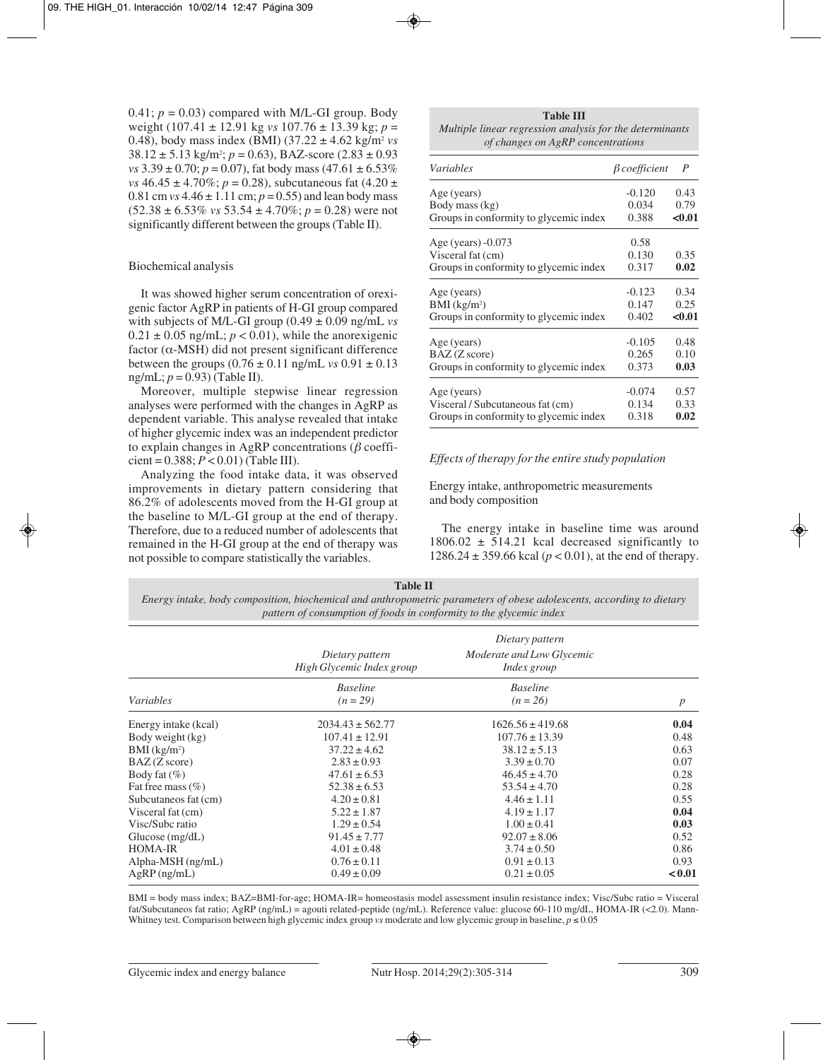0.41; $p = 0.03$) compared with M/L-GI group. Body weight (107.41 ± 12.91 kg *vs* 107.76 ± 13.39 kg; $p = 0.48$), body mass index (BMI) (37.22 ± 4.62 kg/m$^2$ *vs* 38.12 ± 5.13 kg/m$^2$; $p = 0.63$), BAZ-score (2.83 ± 0.93 *vs* 3.39 ± 0.70; $p = 0.07$), fat body mass (47.61 ± 6.53% *vs* 46.45 ± 4.70%; $p = 0.28$), subcutaneous fat (4.20 ± 0.81 cm *vs* 4.46 ± 1.11 cm; $p = 0.55$) and lean body mass (52.38 ± 6.53% *vs* 53.54 ± 4.70%; $p = 0.28$) were not significantly different between the groups (Table II).

### Biochemical analysis

It was showed higher serum concentration of orexigenic factor AgRP in patients of H-GI group compared with subjects of M/L-GI group (0.49 ± 0.09 ng/mL *vs* 0.21 ± 0.05 ng/mL; $p < 0.01$), while the anorexigenic factor (α-MSH) did not present significant difference between the groups (0.76 ± 0.11 ng/mL *vs* 0.91 ± 0.13 ng/mL; $p = 0.93$) (Table II).

Moreover, multiple stepwise linear regression analyses were performed with the changes in AgRP as dependent variable. This analyse revealed that intake of higher glycemic index was an independent predictor to explain changes in AgRP concentrations (β coefficient = 0.388; $P < 0.01$) (Table III).

Analyzing the food intake data, it was observed improvements in dietary pattern considering that 86.2% of adolescents moved from the H-GI group at the baseline to M/L-GI group at the end of therapy. Therefore, due to a reduced number of adolescents that remained in the H-GI group at the end of therapy was not possible to compare statistically the variables.

**Table III**
*Multiple linear regression analysis for the determinants of changes on AgRP concentrations*

| Variables | β coefficient | P |
|---|---|---|
| Age (years) | -0.120 | 0.43 |
| Body mass (kg) | 0.034 | 0.79 |
| Groups in conformity to glycemic index | 0.388 | **<0.01** |
| Age (years) -0.073 | 0.58 | |
| Visceral fat (cm) | 0.130 | 0.35 |
| Groups in conformity to glycemic index | 0.317 | **0.02** |
| Age (years) | -0.123 | 0.34 |
| BMI (kg/m$^2$) | 0.147 | 0.25 |
| Groups in conformity to glycemic index | 0.402 | **<0.01** |
| Age (years) | -0.105 | 0.48 |
| BAZ (Z score) | 0.265 | 0.10 |
| Groups in conformity to glycemic index | 0.373 | **0.03** |
| Age (years) | -0.074 | 0.57 |
| Visceral / Subcutaneous fat (cm) | 0.134 | 0.33 |
| Groups in conformity to glycemic index | 0.318 | **0.02** |

### *Effects of therapy for the entire study population*

### Energy intake, anthropometric measurements and body composition

The energy intake in baseline time was around 1806.02 ± 514.21 kcal decreased significantly to 1286.24 ± 359.66 kcal ($p < 0.01$), at the end of therapy.

**Table II**
*Energy intake, body composition, biochemical and anthropometric parameters of obese adolescents, according to dietary pattern of consumption of foods in conformity to the glycemic index*

| | Dietary pattern High Glycemic Index group | Dietary pattern Moderate and Low Glycemic Index group | |
|---|---|---|---|
| Variables | Baseline (n = 29) | Baseline (n = 26) | p |
| Energy intake (kcal) | 2034.43 ± 562.77 | 1626.56 ± 419.68 | **0.04** |
| Body weight (kg) | 107.41 ± 12.91 | 107.76 ± 13.39 | 0.48 |
| BMI (kg/m$^2$) | 37.22 ± 4.62 | 38.12 ± 5.13 | 0.63 |
| BAZ (Z score) | 2.83 ± 0.93 | 3.39 ± 0.70 | 0.07 |
| Body fat (%) | 47.61 ± 6.53 | 46.45 ± 4.70 | 0.28 |
| Fat free mass (%) | 52.38 ± 6.53 | 53.54 ± 4.70 | 0.28 |
| Subcutaneos fat (cm) | 4.20 ± 0.81 | 4.46 ± 1.11 | 0.55 |
| Visceral fat (cm) | 5.22 ± 1.87 | 4.19 ± 1.17 | **0.04** |
| Visc/Subc ratio | 1.29 ± 0.54 | 1.00 ± 0.41 | **0.03** |
| Glucose (mg/dL) | 91.45 ± 7.77 | 92.07 ± 8.06 | 0.52 |
| HOMA-IR | 4.01 ± 0.48 | 3.74 ± 0.50 | 0.86 |
| Alpha-MSH (ng/mL) | 0.76 ± 0.11 | 0.91 ± 0.13 | 0.93 |
| AgRP (ng/mL) | 0.49 ± 0.09 | 0.21 ± 0.05 | **< 0.01** |

BMI = body mass index; BAZ=BMI-for-age; HOMA-IR= homeostasis model assessment insulin resistance index; Visc/Subc ratio = Visceral fat/Subcutaneos fat ratio; AgRP (ng/mL) = agouti related-peptide (ng/mL). Reference value: glucose 60-110 mg/dL, HOMA-IR (<2.0). Mann-Whitney test. Comparison between high glycemic index group *vs* moderate and low glycemic group in baseline, $p \leq 0.05$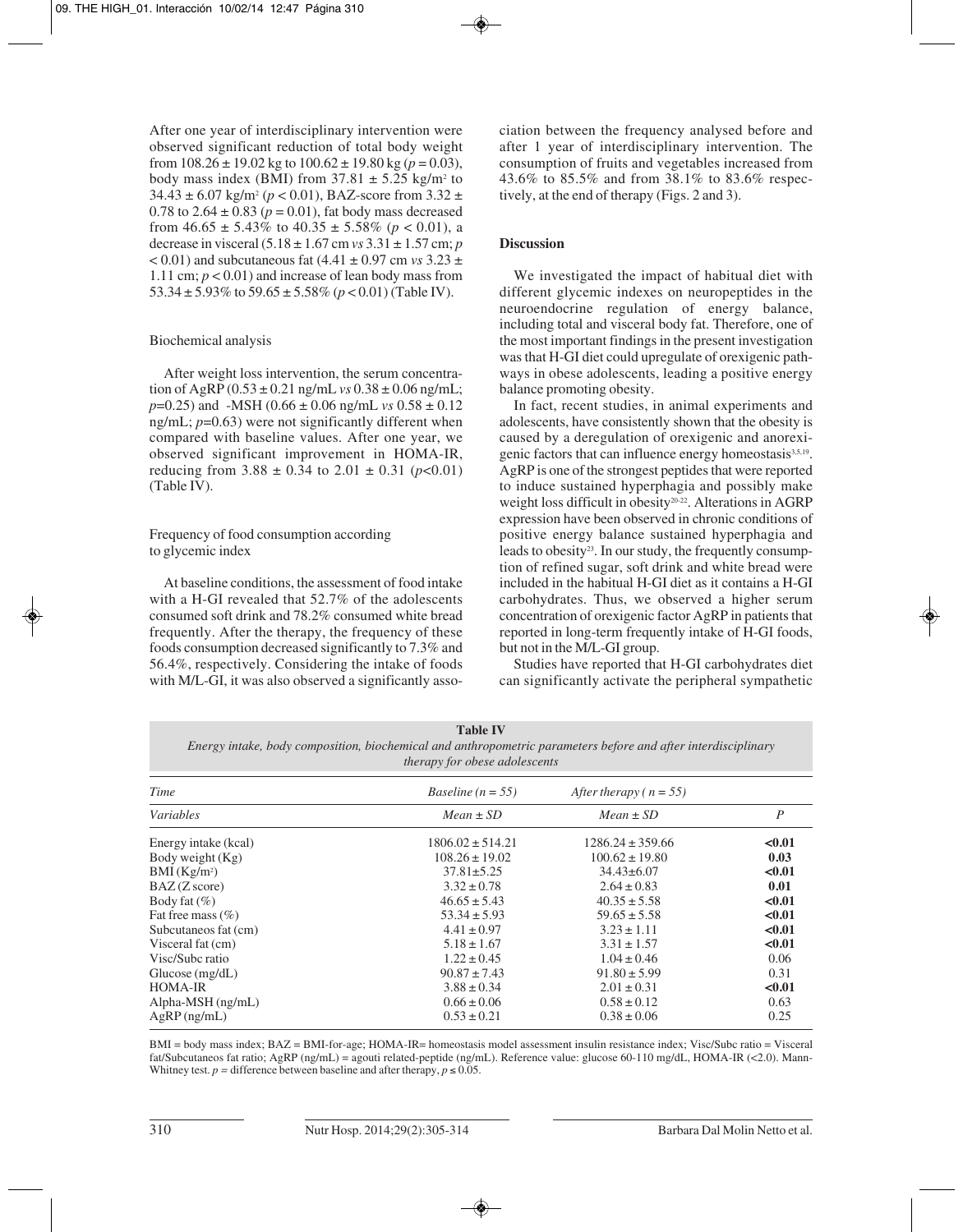After one year of interdisciplinary intervention were observed significant reduction of total body weight from 108.26 ± 19.02 kg to 100.62 ± 19.80 kg ($p = 0.03$), body mass index (BMI) from 37.81 ± 5.25 kg/m$^2$ to 34.43 ± 6.07 kg/m$^2$ ($p < 0.01$), BAZ-score from 3.32 ± 0.78 to 2.64 ± 0.83 ($p = 0.01$), fat body mass decreased from 46.65 ± 5.43% to 40.35 ± 5.58% ($p < 0.01$), a decrease in visceral (5.18 ± 1.67 cm *vs* 3.31 ± 1.57 cm; $p < 0.01$) and subcutaneous fat (4.41 ± 0.97 cm *vs* 3.23 ± 1.11 cm; $p < 0.01$) and increase of lean body mass from 53.34 ± 5.93% to 59.65 ± 5.58% ($p < 0.01$) (Table IV).

### Biochemical analysis

After weight loss intervention, the serum concentration of AgRP (0.53 ± 0.21 ng/mL *vs* 0.38 ± 0.06 ng/mL; $p$=0.25) and -MSH (0.66 ± 0.06 ng/mL *vs* 0.58 ± 0.12 ng/mL; $p$=0.63) were not significantly different when compared with baseline values. After one year, we observed significant improvement in HOMA-IR, reducing from 3.88 ± 0.34 to 2.01 ± 0.31 ($p$<0.01) (Table IV).

### Frequency of food consumption according to glycemic index

At baseline conditions, the assessment of food intake with a H-GI revealed that 52.7% of the adolescents consumed soft drink and 78.2% consumed white bread frequently. After the therapy, the frequency of these foods consumption decreased significantly to 7.3% and 56.4%, respectively. Considering the intake of foods with M/L-GI, it was also observed a significantly association between the frequency analysed before and after 1 year of interdisciplinary intervention. The consumption of fruits and vegetables increased from 43.6% to 85.5% and from 38.1% to 83.6% respectively, at the end of therapy (Figs. 2 and 3).

## Discussion

We investigated the impact of habitual diet with different glycemic indexes on neuropeptides in the neuroendocrine regulation of energy balance, including total and visceral body fat. Therefore, one of the most important findings in the present investigation was that H-GI diet could upregulate of orexigenic pathways in obese adolescents, leading a positive energy balance promoting obesity.

In fact, recent studies, in animal experiments and adolescents, have consistently shown that the obesity is caused by a deregulation of orexigenic and anorexigenic factors that can influence energy homeostasis[3,5,19]. AgRP is one of the strongest peptides that were reported to induce sustained hyperphagia and possibly make weight loss difficult in obesity[20-22]. Alterations in AGRP expression have been observed in chronic conditions of positive energy balance sustained hyperphagia and leads to obesity[23]. In our study, the frequently consumption of refined sugar, soft drink and white bread were included in the habitual H-GI diet as it contains a H-GI carbohydrates. Thus, we observed a higher serum concentration of orexigenic factor AgRP in patients that reported in long-term frequently intake of H-GI foods, but not in the M/L-GI group.

Studies have reported that H-GI carbohydrates diet can significantly activate the peripheral sympathetic

**Table IV**
*Energy intake, body composition, biochemical and anthropometric parameters before and after interdisciplinary therapy for obese adolescents*

| *Time* | *Baseline (n = 55)* | *After therapy ( n = 55)* | |
|---|---|---|---|
| *Variables* | *Mean ± SD* | *Mean ± SD* | *P* |
| Energy intake (kcal) | 1806.02 ± 514.21 | 1286.24 ± 359.66 | **<0.01** |
| Body weight (Kg) | 108.26 ± 19.02 | 100.62 ± 19.80 | **0.03** |
| BMI (Kg/m$^2$) | 37.81±5.25 | 34.43±6.07 | **<0.01** |
| BAZ (Z score) | 3.32 ± 0.78 | 2.64 ± 0.83 | **0.01** |
| Body fat (%) | 46.65 ± 5.43 | 40.35 ± 5.58 | **<0.01** |
| Fat free mass (%) | 53.34 ± 5.93 | 59.65 ± 5.58 | **<0.01** |
| Subcutaneos fat (cm) | 4.41 ± 0.97 | 3.23 ± 1.11 | **<0.01** |
| Visceral fat (cm) | 5.18 ± 1.67 | 3.31 ± 1.57 | **<0.01** |
| Visc/Subc ratio | 1.22 ± 0.45 | 1.04 ± 0.46 | 0.06 |
| Glucose (mg/dL) | 90.87 ± 7.43 | 91.80 ± 5.99 | 0.31 |
| HOMA-IR | 3.88 ± 0.34 | 2.01 ± 0.31 | **<0.01** |
| Alpha-MSH (ng/mL) | 0.66 ± 0.06 | 0.58 ± 0.12 | 0.63 |
| AgRP (ng/mL) | 0.53 ± 0.21 | 0.38 ± 0.06 | 0.25 |

BMI = body mass index; BAZ = BMI-for-age; HOMA-IR= homeostasis model assessment insulin resistance index; Visc/Subc ratio = Visceral fat/Subcutaneos fat ratio; AgRP (ng/mL) = agouti related-peptide (ng/mL). Reference value: glucose 60-110 mg/dL, HOMA-IR (<2.0). Mann-Whitney test. $p$ = difference between baseline and after therapy, $p \leq 0.05$.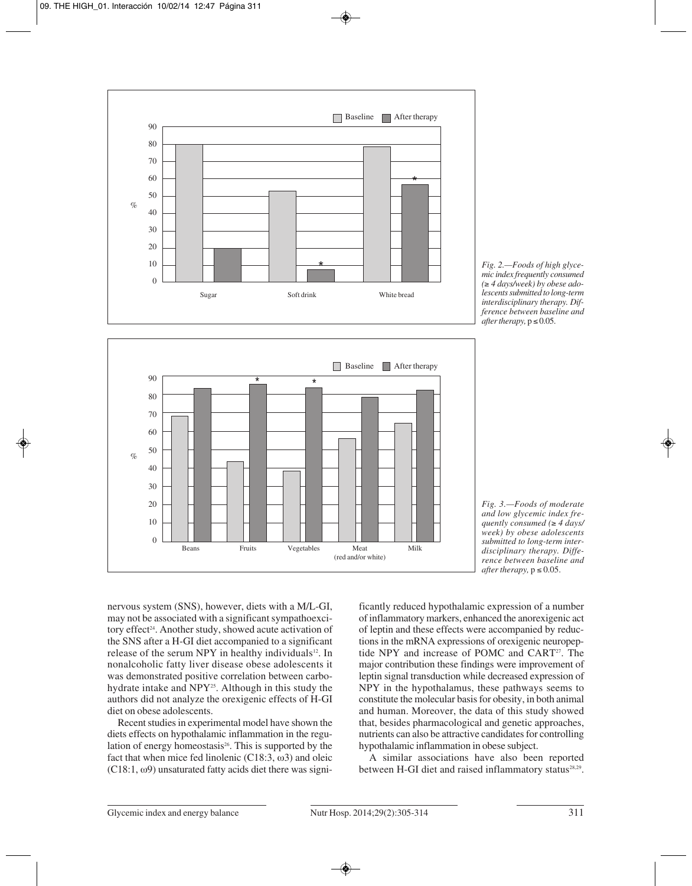*Fig. 2.—Foods of high glycemic index frequently consumed (≥ 4 days/week) by obese adolescents submitted to long-term interdisciplinary therapy. Difference between baseline and after therapy,* $p \leq 0.05$.

*Fig. 3.—Foods of moderate and low glycemic index frequently consumed (≥ 4 days/week) by obese adolescents submitted to long-term interdisciplinary therapy. Difference between baseline and after therapy,* $p \leq 0.05$.

nervous system (SNS), however, diets with a M/L-GI, may not be associated with a significant sympathoexcitory effect[24]. Another study, showed acute activation of the SNS after a H-GI diet accompanied to a significant release of the serum NPY in healthy individuals[12]. In nonalcoholic fatty liver disease obese adolescents it was demonstrated positive correlation between carbohydrate intake and NPY[25]. Although in this study the authors did not analyze the orexigenic effects of H-GI diet on obese adolescents.

Recent studies in experimental model have shown the diets effects on hypothalamic inflammation in the regulation of energy homeostasis[26]. This is supported by the fact that when mice fed linolenic (C18:3, ω3) and oleic (C18:1, ω9) unsaturated fatty acids diet there was significantly reduced hypothalamic expression of a number of inflammatory markers, enhanced the anorexigenic act of leptin and these effects were accompanied by reductions in the mRNA expressions of orexigenic neuropeptide NPY and increase of POMC and CART[27]. The major contribution these findings were improvement of leptin signal transduction while decreased expression of NPY in the hypothalamus, these pathways seems to constitute the molecular basis for obesity, in both animal and human. Moreover, the data of this study showed that, besides pharmacological and genetic approaches, nutrients can also be attractive candidates for controlling hypothalamic inflammation in obese subject.

A similar associations have also been reported between H-GI diet and raised inflammatory status[28,29].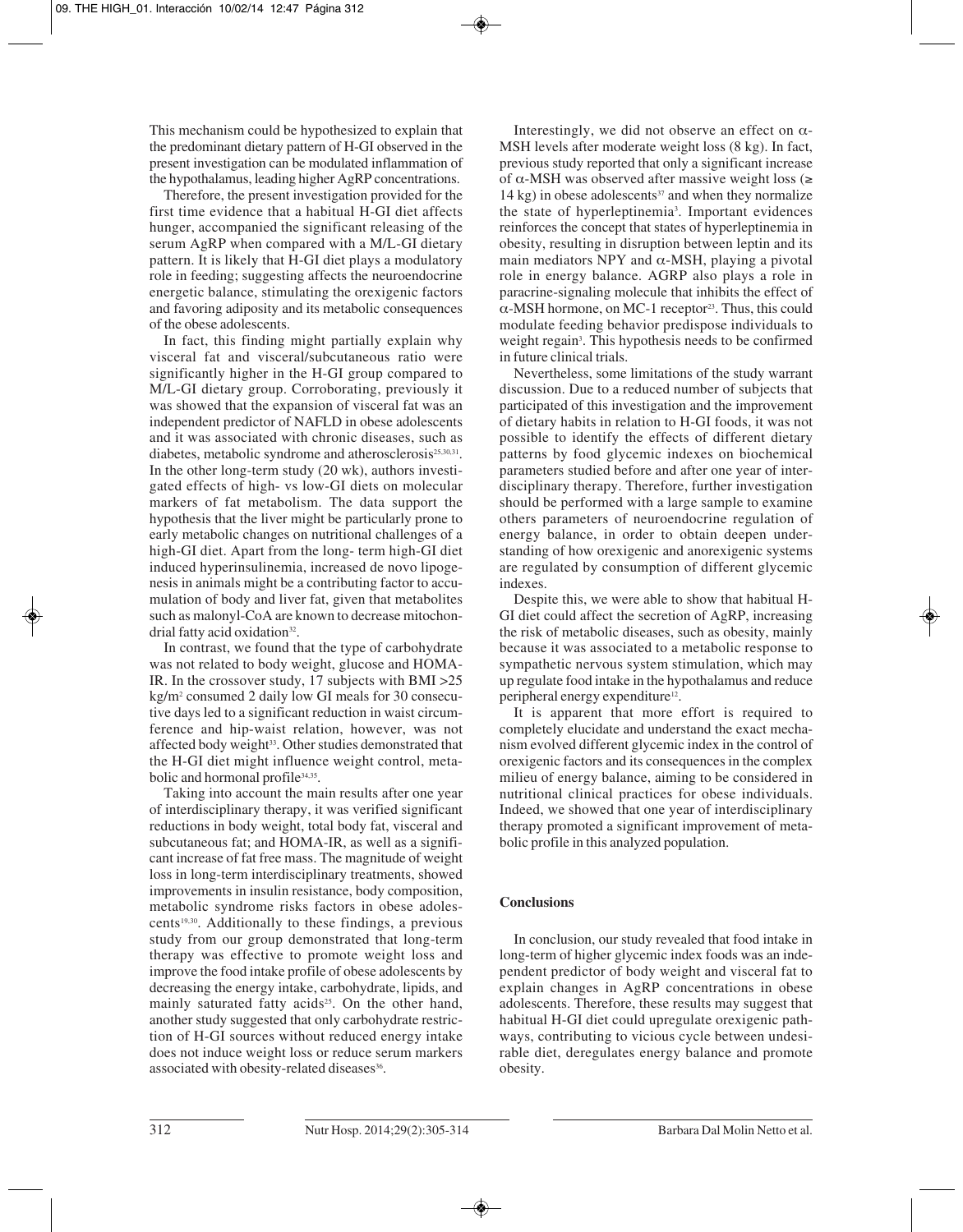This mechanism could be hypothesized to explain that the predominant dietary pattern of H-GI observed in the present investigation can be modulated inflammation of the hypothalamus, leading higher AgRP concentrations.

Therefore, the present investigation provided for the first time evidence that a habitual H-GI diet affects hunger, accompanied the significant releasing of the serum AgRP when compared with a M/L-GI dietary pattern. It is likely that H-GI diet plays a modulatory role in feeding; suggesting affects the neuroendocrine energetic balance, stimulating the orexigenic factors and favoring adiposity and its metabolic consequences of the obese adolescents.

In fact, this finding might partially explain why visceral fat and visceral/subcutaneous ratio were significantly higher in the H-GI group compared to M/L-GI dietary group. Corroborating, previously it was showed that the expansion of visceral fat was an independent predictor of NAFLD in obese adolescents and it was associated with chronic diseases, such as diabetes, metabolic syndrome and atherosclerosis[25,30,31]. In the other long-term study (20 wk), authors investigated effects of high- vs low-GI diets on molecular markers of fat metabolism. The data support the hypothesis that the liver might be particularly prone to early metabolic changes on nutritional challenges of a high-GI diet. Apart from the long- term high-GI diet induced hyperinsulinemia, increased de novo lipogenesis in animals might be a contributing factor to accumulation of body and liver fat, given that metabolites such as malonyl-CoA are known to decrease mitochondrial fatty acid oxidation[32].

In contrast, we found that the type of carbohydrate was not related to body weight, glucose and HOMA-IR. In the crossover study, 17 subjects with BMI >25 kg/m$^2$ consumed 2 daily low GI meals for 30 consecutive days led to a significant reduction in waist circumference and hip-waist relation, however, was not affected body weight[33]. Other studies demonstrated that the H-GI diet might influence weight control, metabolic and hormonal profile[34,35].

Taking into account the main results after one year of interdisciplinary therapy, it was verified significant reductions in body weight, total body fat, visceral and subcutaneous fat; and HOMA-IR, as well as a significant increase of fat free mass. The magnitude of weight loss in long-term interdisciplinary treatments, showed improvements in insulin resistance, body composition, metabolic syndrome risks factors in obese adolescents[19,30]. Additionally to these findings, a previous study from our group demonstrated that long-term therapy was effective to promote weight loss and improve the food intake profile of obese adolescents by decreasing the energy intake, carbohydrate, lipids, and mainly saturated fatty acids[25]. On the other hand, another study suggested that only carbohydrate restriction of H-GI sources without reduced energy intake does not induce weight loss or reduce serum markers associated with obesity-related diseases[36].

Interestingly, we did not observe an effect on α-MSH levels after moderate weight loss (8 kg). In fact, previous study reported that only a significant increase of α-MSH was observed after massive weight loss (≥ 14 kg) in obese adolescents[37] and when they normalize the state of hyperleptinemia[3]. Important evidences reinforces the concept that states of hyperleptinemia in obesity, resulting in disruption between leptin and its main mediators NPY and α-MSH, playing a pivotal role in energy balance. AGRP also plays a role in paracrine-signaling molecule that inhibits the effect of α-MSH hormone, on MC-1 receptor[23]. Thus, this could modulate feeding behavior predispose individuals to weight regain[3]. This hypothesis needs to be confirmed in future clinical trials.

Nevertheless, some limitations of the study warrant discussion. Due to a reduced number of subjects that participated of this investigation and the improvement of dietary habits in relation to H-GI foods, it was not possible to identify the effects of different dietary patterns by food glycemic indexes on biochemical parameters studied before and after one year of interdisciplinary therapy. Therefore, further investigation should be performed with a large sample to examine others parameters of neuroendocrine regulation of energy balance, in order to obtain deepen understanding of how orexigenic and anorexigenic systems are regulated by consumption of different glycemic indexes.

Despite this, we were able to show that habitual H-GI diet could affect the secretion of AgRP, increasing the risk of metabolic diseases, such as obesity, mainly because it was associated to a metabolic response to sympathetic nervous system stimulation, which may up regulate food intake in the hypothalamus and reduce peripheral energy expenditure[12].

It is apparent that more effort is required to completely elucidate and understand the exact mechanism evolved different glycemic index in the control of orexigenic factors and its consequences in the complex milieu of energy balance, aiming to be considered in nutritional clinical practices for obese individuals. Indeed, we showed that one year of interdisciplinary therapy promoted a significant improvement of metabolic profile in this analyzed population.

## Conclusions

In conclusion, our study revealed that food intake in long-term of higher glycemic index foods was an independent predictor of body weight and visceral fat to explain changes in AgRP concentrations in obese adolescents. Therefore, these results may suggest that habitual H-GI diet could upregulate orexigenic pathways, contributing to vicious cycle between undesirable diet, deregulates energy balance and promote obesity.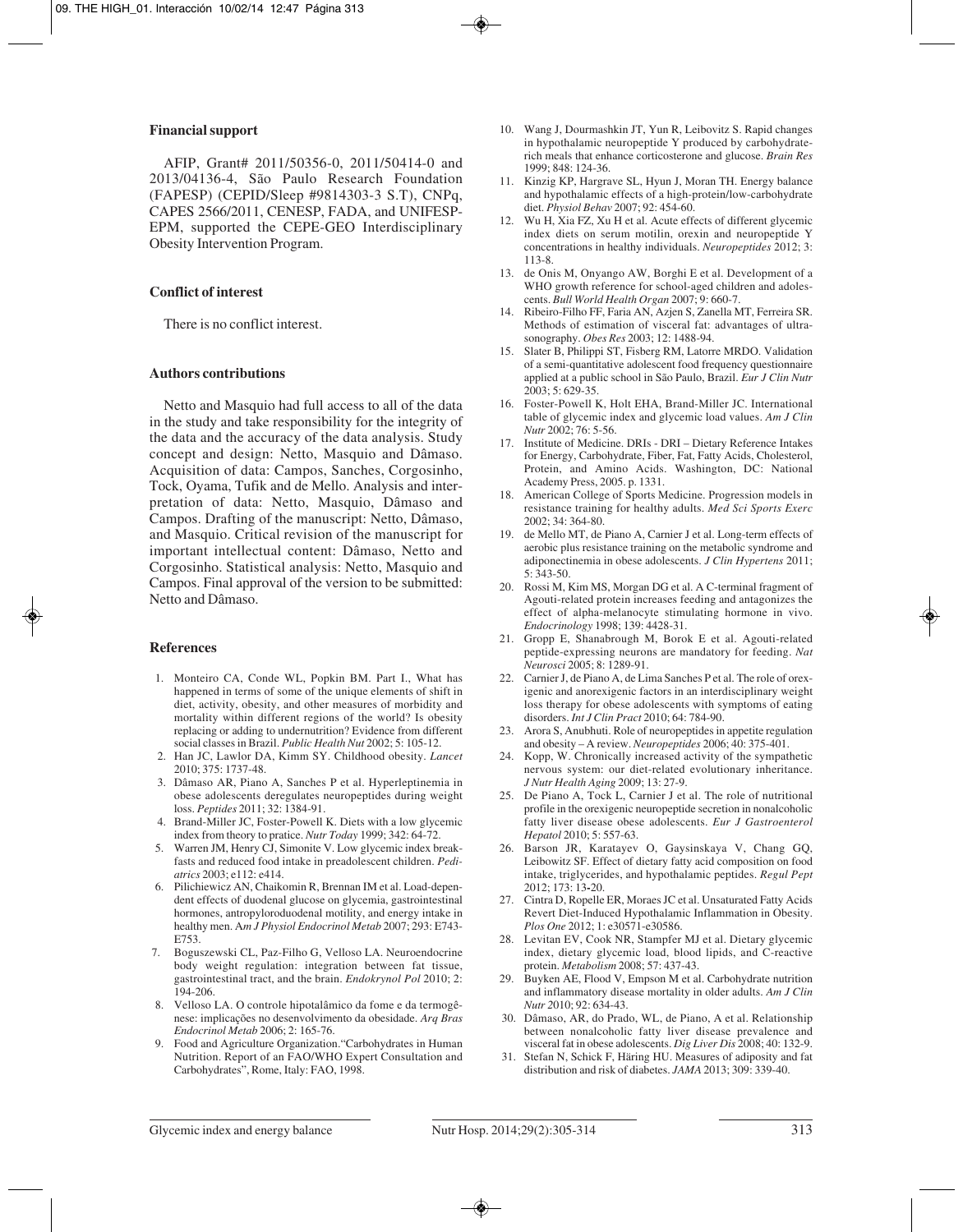### Financial support

AFIP, Grant# 2011/50356-0, 2011/50414-0 and 2013/04136-4, São Paulo Research Foundation (FAPESP) (CEPID/Sleep #9814303-3 S.T), CNPq, CAPES 2566/2011, CENESP, FADA, and UNIFESP-EPM, supported the CEPE-GEO Interdisciplinary Obesity Intervention Program.

### Conflict of interest

There is no conflict interest.

### Authors contributions

Netto and Masquio had full access to all of the data in the study and take responsibility for the integrity of the data and the accuracy of the data analysis. Study concept and design: Netto, Masquio and Dâmaso. Acquisition of data: Campos, Sanches, Corgosinho, Tock, Oyama, Tufik and de Mello. Analysis and interpretation of data: Netto, Masquio, Dâmaso and Campos. Drafting of the manuscript: Netto, Dâmaso, and Masquio. Critical revision of the manuscript for important intellectual content: Dâmaso, Netto and Corgosinho. Statistical analysis: Netto, Masquio and Campos. Final approval of the version to be submitted: Netto and Dâmaso.

### References

1. Monteiro CA, Conde WL, Popkin BM. Part I., What has happened in terms of some of the unique elements of shift in diet, activity, obesity, and other measures of morbidity and mortality within different regions of the world? Is obesity replacing or adding to undernutrition? Evidence from different social classes in Brazil. *Public Health Nut* 2002; 5: 105-12.
2. Han JC, Lawlor DA, Kimm SY. Childhood obesity. *Lancet* 2010; 375: 1737-48.
3. Dâmaso AR, Piano A, Sanches P et al. Hyperleptinemia in obese adolescents deregulates neuropeptides during weight loss. *Peptides* 2011; 32: 1384-91.
4. Brand-Miller JC, Foster-Powell K. Diets with a low glycemic index from theory to pratice. *Nutr Today* 1999; 342: 64-72.
5. Warren JM, Henry CJ, Simonite V. Low glycemic index breakfasts and reduced food intake in preadolescent children. *Pediatrics* 2003; e112: e414.
6. Pilichiewicz AN, Chaikomin R, Brennan IM et al. Load-dependent effects of duodenal glucose on glycemia, gastrointestinal hormones, antropyloroduodenal motility, and energy intake in healthy men. A*m J Physiol Endocrinol Metab* 2007; 293: E743-E753.
7. Boguszewski CL, Paz-Filho G, Velloso LA. Neuroendocrine body weight regulation: integration between fat tissue, gastrointestinal tract, and the brain. *Endokrynol Pol* 2010; 2: 194-206.
8. Velloso LA. O controle hipotalâmico da fome e da termogênese: implicações no desenvolvimento da obesidade. *Arq Bras Endocrinol Metab* 2006; 2: 165-76.
9. Food and Agriculture Organization."Carbohydrates in Human Nutrition. Report of an FAO/WHO Expert Consultation and Carbohydrates", Rome, Italy: FAO, 1998.
10. Wang J, Dourmashkin JT, Yun R, Leibovitz S. Rapid changes in hypothalamic neuropeptide Y produced by carbohydrate-rich meals that enhance corticosterone and glucose. *Brain Res* 1999; 848: 124-36.
11. Kinzig KP, Hargrave SL, Hyun J, Moran TH. Energy balance and hypothalamic effects of a high-protein/low-carbohydrate diet. *Physiol Behav* 2007; 92: 454-60.
12. Wu H, Xia FZ, Xu H et al. Acute effects of different glycemic index diets on serum motilin, orexin and neuropeptide Y concentrations in healthy individuals. *Neuropeptides* 2012; 3: 113-8.
13. de Onis M, Onyango AW, Borghi E et al. Development of a WHO growth reference for school-aged children and adolescents. *Bull World Health Organ* 2007; 9: 660-7.
14. Ribeiro-Filho FF, Faria AN, Azjen S, Zanella MT, Ferreira SR. Methods of estimation of visceral fat: advantages of ultrasonography. *Obes Res* 2003; 12: 1488-94.
15. Slater B, Philippi ST, Fisberg RM, Latorre MRDO. Validation of a semi-quantitative adolescent food frequency questionnaire applied at a public school in São Paulo, Brazil. *Eur J Clin Nutr* 2003; 5: 629-35.
16. Foster-Powell K, Holt EHA, Brand-Miller JC. International table of glycemic index and glycemic load values. *Am J Clin Nutr* 2002; 76: 5-56.
17. Institute of Medicine. DRIs - DRI – Dietary Reference Intakes for Energy, Carbohydrate, Fiber, Fat, Fatty Acids, Cholesterol, Protein, and Amino Acids. Washington, DC: National Academy Press, 2005. p. 1331.
18. American College of Sports Medicine. Progression models in resistance training for healthy adults. *Med Sci Sports Exerc* 2002; 34: 364-80.
19. de Mello MT, de Piano A, Carnier J et al. Long-term effects of aerobic plus resistance training on the metabolic syndrome and adiponectinemia in obese adolescents. *J Clin Hypertens* 2011; 5: 343-50.
20. Rossi M, Kim MS, Morgan DG et al. A C-terminal fragment of Agouti-related protein increases feeding and antagonizes the effect of alpha-melanocyte stimulating hormone in vivo. *Endocrinology* 1998; 139: 4428-31.
21. Gropp E, Shanabrough M, Borok E et al. Agouti-related peptide-expressing neurons are mandatory for feeding. *Nat Neurosci* 2005; 8: 1289-91.
22. Carnier J, de Piano A, de Lima Sanches P et al. The role of orexigenic and anorexigenic factors in an interdisciplinary weight loss therapy for obese adolescents with symptoms of eating disorders. *Int J Clin Pract* 2010; 64: 784-90.
23. Arora S, Anubhuti. Role of neuropeptides in appetite regulation and obesity – A review. *Neuropeptides* 2006; 40: 375-401.
24. Kopp, W. Chronically increased activity of the sympathetic nervous system: our diet-related evolutionary inheritance. *J Nutr Health Aging* 2009; 13: 27-9.
25. De Piano A, Tock L, Carnier J et al. The role of nutritional profile in the orexigenic neuropeptide secretion in nonalcoholic fatty liver disease obese adolescents. *Eur J Gastroenterol Hepatol* 2010; 5: 557-63.
26. Barson JR, Karatayev O, Gaysinskaya V, Chang GQ, Leibowitz SF. Effect of dietary fatty acid composition on food intake, triglycerides, and hypothalamic peptides. *Regul Pept* 2012; 173: 13-20.
27. Cintra D, Ropelle ER, Moraes JC et al. Unsaturated Fatty Acids Revert Diet-Induced Hypothalamic Inflammation in Obesity. *Plos One* 2012; 1: e30571-e30586.
28. Levitan EV, Cook NR, Stampfer MJ et al. Dietary glycemic index, dietary glycemic load, blood lipids, and C-reactive protein. *Metabolism* 2008; 57: 437-43.
29. Buyken AE, Flood V, Empson M et al. Carbohydrate nutrition and inflammatory disease mortality in older adults. *Am J Clin Nutr* 2010; 92: 634-43.
30. Dâmaso, AR, do Prado, WL, de Piano, A et al. Relationship between nonalcoholic fatty liver disease prevalence and visceral fat in obese adolescents. *Dig Liver Dis* 2008; 40: 132-9.
31. Stefan N, Schick F, Häring HU. Measures of adiposity and fat distribution and risk of diabetes. *JAMA* 2013; 309: 339-40.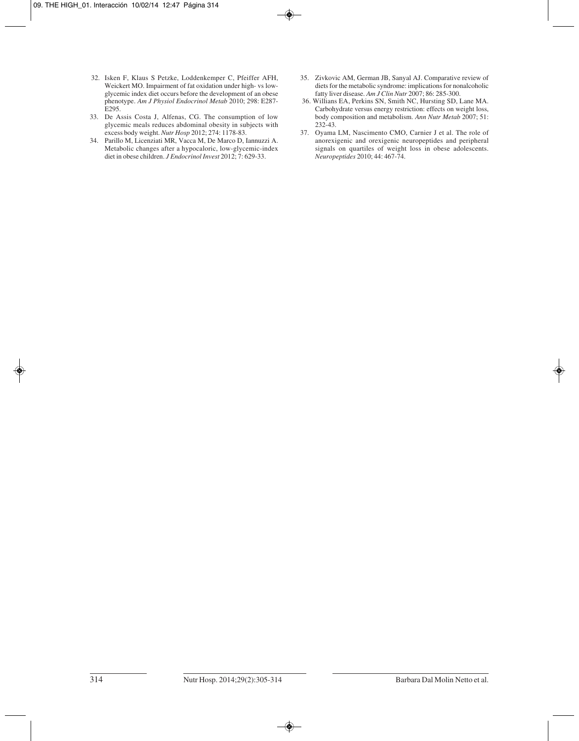32. Isken F, Klaus S Petzke, Loddenkemper C, Pfeiffer AFH, Weickert MO. Impairment of fat oxidation under high- vs low-glycemic index diet occurs before the development of an obese phenotype. *Am J Physiol Endocrinol Metab* 2010; 298: E287-E295.
33. De Assis Costa J, Alfenas, CG. The consumption of low glycemic meals reduces abdominal obesity in subjects with excess body weight. *Nutr Hosp* 2012; 274: 1178-83.
34. Parillo M, Licenziati MR, Vacca M, De Marco D, Iannuzzi A. Metabolic changes after a hypocaloric, low-glycemic-index diet in obese children. *J Endocrinol Invest* 2012; 7: 629-33.
35. Zivkovic AM, German JB, Sanyal AJ. Comparative review of diets for the metabolic syndrome: implications for nonalcoholic fatty liver disease. *Am J Clin Nutr* 2007; 86: 285-300.
36. Willians EA, Perkins SN, Smith NC, Hursting SD, Lane MA. Carbohydrate versus energy restriction: effects on weight loss, body composition and metabolism. *Ann Nutr Metab* 2007; 51: 232-43.
37. Oyama LM, Nascimento CMO, Carnier J et al. The role of anorexigenic and orexigenic neuropeptides and peripheral signals on quartiles of weight loss in obese adolescents. *Neuropeptides* 2010; 44: 467-74.